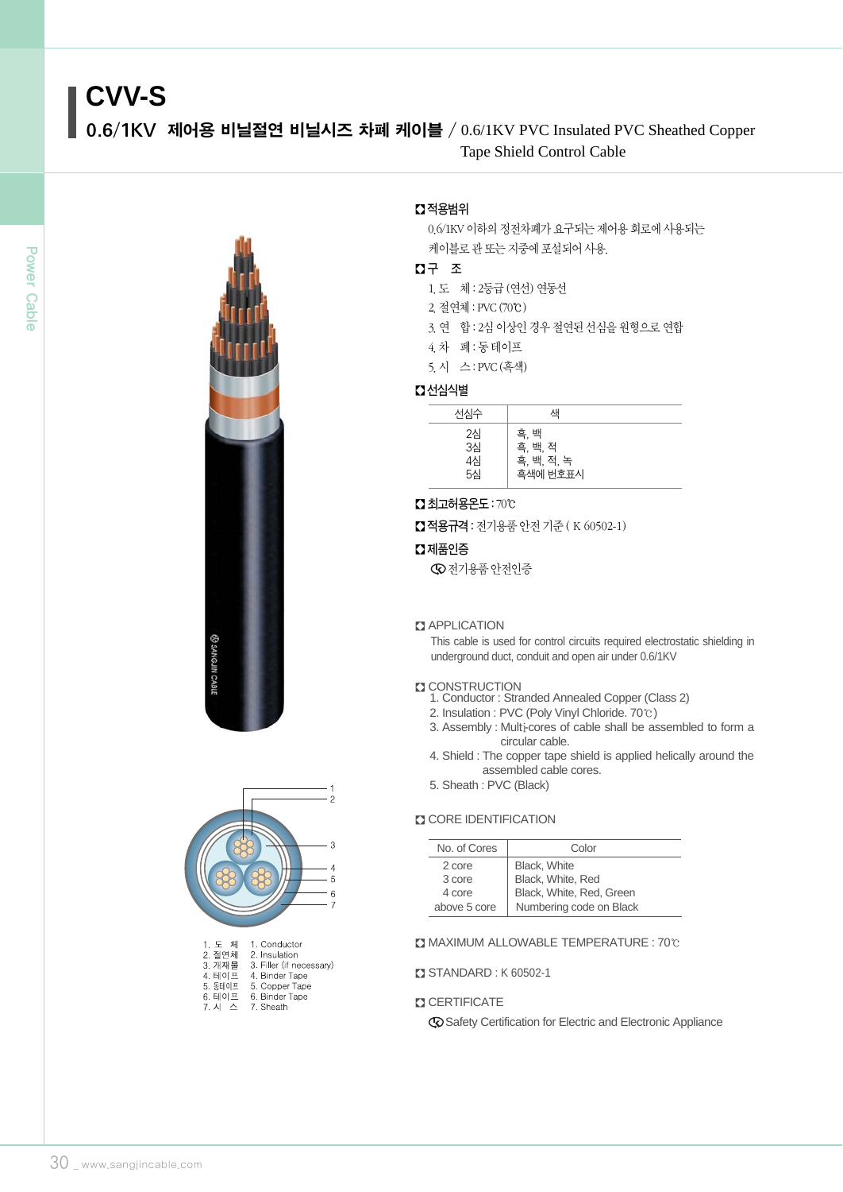# CVV-S

## 0.6/1KV 제어용 비닐절연 비닐시즈 차폐 케이블 / 0.6/1KV PVC Insulated PVC Sheathed Copper Tape Shield Control Cable

1. 도 체 1. Conductor
2. 절연체 2. Insulation
3. 개재물 3. Filler (if necessary)
4. 테이프 4. Binder Tape
5. 동테이프 5. Copper Tape
6. 테이프 6. Binder Tape
7. 시 스 7. Sheath

### 적용범위

0.6/1KV 이하의 정전차폐가 요구되는 제어용 회로에 사용되는 케이블로 관 또는 지중에 포설되어 사용.

### 구 조

1. 도 체 : 2등급 (연선) 연동선
2. 절연체 : PVC (70℃)
3. 연 합 : 2심 이상인 경우 절연된 선심을 원형으로 연합
4. 차 폐 : 동 테이프
5. 시 스 : PVC (흑색)

### 선심식별

| 선심수 | 색 |
|---|---|
| 2심 | 흑, 백 |
| 3심 | 흑, 백, 적 |
| 4심 | 흑, 백, 적, 녹 |
| 5심 | 흑색에 번호표시 |

### 최고허용온도 : 70℃

### 적용규격 : 전기용품 안전 기준 ( K 60502-1)

### 제품인증

전기용품 안전인증

### APPLICATION

This cable is used for control circuits required electrostatic shielding in underground duct, conduit and open air under 0.6/1KV

### CONSTRUCTION

1. Conductor : Stranded Annealed Copper (Class 2)
2. Insulation : PVC (Poly Vinyl Chloride. 70℃)
3. Assembly : Multi-cores of cable shall be assembled to form a circular cable.
4. Shield : The copper tape shield is applied helically around the assembled cable cores.
5. Sheath : PVC (Black)

### CORE IDENTIFICATION

| No. of Cores | Color |
|---|---|
| 2 core | Black, White |
| 3 core | Black, White, Red |
| 4 core | Black, White, Red, Green |
| above 5 core | Numbering code on Black |

### MAXIMUM ALLOWABLE TEMPERATURE : 70℃

### STANDARD : K 60502-1

### CERTIFICATE

Safety Certification for Electric and Electronic Appliance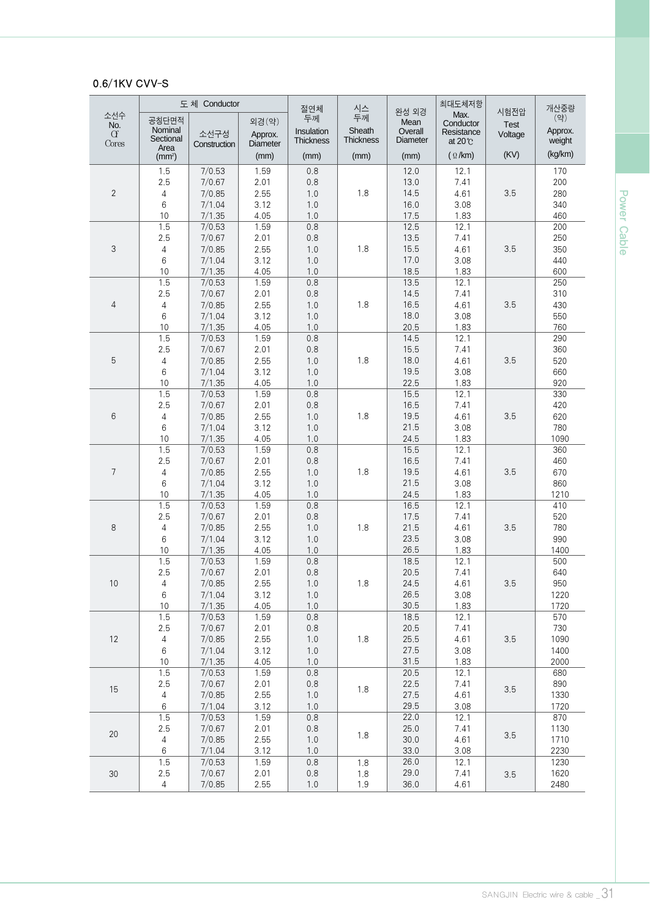## 0.6/1KV CVV-S

| 소선수 No. Of Cores | 도 체 Conductor | | | 절연체 두께 Insulation Thickness (mm) | 시스 두께 Sheath Thickness (mm) | 완성 외경 Mean Overall Diameter (mm) | 최대도체저항 Max. Conductor Resistance at 20℃ (Ω/km) | 시험전압 Test Voltage (KV) | 개산중량 (약) Approx. weight (kg/km) |
|---|---|---|---|---|---|---|---|---|---|
| | 공칭단면적 Nominal Sectional Area ($mm^2$) | 소선구성 Construction | 외경(약) Approx. Diameter (mm) | | | | | | |
| 2 | 1.5 | 7/0.53 | 1.59 | 0.8 | 1.8 | 12.0 | 12.1 | 3.5 | 170 |
| | 2.5 | 7/0.67 | 2.01 | 0.8 | | 13.0 | 7.41 | | 200 |
| | 4 | 7/0.85 | 2.55 | 1.0 | | 14.5 | 4.61 | | 280 |
| | 6 | 7/1.04 | 3.12 | 1.0 | | 16.0 | 3.08 | | 340 |
| | 10 | 7/1.35 | 4.05 | 1.0 | | 17.5 | 1.83 | | 460 |
| 3 | 1.5 | 7/0.53 | 1.59 | 0.8 | 1.8 | 12.5 | 12.1 | 3.5 | 200 |
| | 2.5 | 7/0.67 | 2.01 | 0.8 | | 13.5 | 7.41 | | 250 |
| | 4 | 7/0.85 | 2.55 | 1.0 | | 15.5 | 4.61 | | 350 |
| | 6 | 7/1.04 | 3.12 | 1.0 | | 17.0 | 3.08 | | 440 |
| | 10 | 7/1.35 | 4.05 | 1.0 | | 18.5 | 1.83 | | 600 |
| 4 | 1.5 | 7/0.53 | 1.59 | 0.8 | 1.8 | 13.5 | 12.1 | 3.5 | 250 |
| | 2.5 | 7/0.67 | 2.01 | 0.8 | | 14.5 | 7.41 | | 310 |
| | 4 | 7/0.85 | 2.55 | 1.0 | | 16.5 | 4.61 | | 430 |
| | 6 | 7/1.04 | 3.12 | 1.0 | | 18.0 | 3.08 | | 550 |
| | 10 | 7/1.35 | 4.05 | 1.0 | | 20.5 | 1.83 | | 760 |
| 5 | 1.5 | 7/0.53 | 1.59 | 0.8 | 1.8 | 14.5 | 12.1 | 3.5 | 290 |
| | 2.5 | 7/0.67 | 2.01 | 0.8 | | 15.5 | 7.41 | | 360 |
| | 4 | 7/0.85 | 2.55 | 1.0 | | 18.0 | 4.61 | | 520 |
| | 6 | 7/1.04 | 3.12 | 1.0 | | 19.5 | 3.08 | | 660 |
| | 10 | 7/1.35 | 4.05 | 1.0 | | 22.5 | 1.83 | | 920 |
| 6 | 1.5 | 7/0.53 | 1.59 | 0.8 | 1.8 | 15.5 | 12.1 | 3.5 | 330 |
| | 2.5 | 7/0.67 | 2.01 | 0.8 | | 16.5 | 7.41 | | 420 |
| | 4 | 7/0.85 | 2.55 | 1.0 | | 19.5 | 4.61 | | 620 |
| | 6 | 7/1.04 | 3.12 | 1.0 | | 21.5 | 3.08 | | 780 |
| | 10 | 7/1.35 | 4.05 | 1.0 | | 24.5 | 1.83 | | 1090 |
| 7 | 1.5 | 7/0.53 | 1.59 | 0.8 | 1.8 | 15.5 | 12.1 | 3.5 | 360 |
| | 2.5 | 7/0.67 | 2.01 | 0.8 | | 16.5 | 7.41 | | 460 |
| | 4 | 7/0.85 | 2.55 | 1.0 | | 19.5 | 4.61 | | 670 |
| | 6 | 7/1.04 | 3.12 | 1.0 | | 21.5 | 3.08 | | 860 |
| | 10 | 7/1.35 | 4.05 | 1.0 | | 24.5 | 1.83 | | 1210 |
| 8 | 1.5 | 7/0.53 | 1.59 | 0.8 | 1.8 | 16.5 | 12.1 | 3.5 | 410 |
| | 2.5 | 7/0.67 | 2.01 | 0.8 | | 17.5 | 7.41 | | 520 |
| | 4 | 7/0.85 | 2.55 | 1.0 | | 21.5 | 4.61 | | 780 |
| | 6 | 7/1.04 | 3.12 | 1.0 | | 23.5 | 3.08 | | 990 |
| | 10 | 7/1.35 | 4.05 | 1.0 | | 26.5 | 1.83 | | 1400 |
| 10 | 1.5 | 7/0.53 | 1.59 | 0.8 | 1.8 | 18.5 | 12.1 | 3.5 | 500 |
| | 2.5 | 7/0.67 | 2.01 | 0.8 | | 20.5 | 7.41 | | 640 |
| | 4 | 7/0.85 | 2.55 | 1.0 | | 24.5 | 4.61 | | 950 |
| | 6 | 7/1.04 | 3.12 | 1.0 | | 26.5 | 3.08 | | 1220 |
| | 10 | 7/1.35 | 4.05 | 1.0 | | 30.5 | 1.83 | | 1720 |
| 12 | 1.5 | 7/0.53 | 1.59 | 0.8 | 1.8 | 18.5 | 12.1 | 3.5 | 570 |
| | 2.5 | 7/0.67 | 2.01 | 0.8 | | 20.5 | 7.41 | | 730 |
| | 4 | 7/0.85 | 2.55 | 1.0 | | 25.5 | 4.61 | | 1090 |
| | 6 | 7/1.04 | 3.12 | 1.0 | | 27.5 | 3.08 | | 1400 |
| | 10 | 7/1.35 | 4.05 | 1.0 | | 31.5 | 1.83 | | 2000 |
| 15 | 1.5 | 7/0.53 | 1.59 | 0.8 | 1.8 | 20.5 | 12.1 | 3.5 | 680 |
| | 2.5 | 7/0.67 | 2.01 | 0.8 | | 22.5 | 7.41 | | 890 |
| | 4 | 7/0.85 | 2.55 | 1.0 | | 27.5 | 4.61 | | 1330 |
| | 6 | 7/1.04 | 3.12 | 1.0 | | 29.5 | 3.08 | | 1720 |
| 20 | 1.5 | 7/0.53 | 1.59 | 0.8 | 1.8 | 22.0 | 12.1 | 3.5 | 870 |
| | 2.5 | 7/0.67 | 2.01 | 0.8 | | 25.0 | 7.41 | | 1130 |
| | 4 | 7/0.85 | 2.55 | 1.0 | | 30.0 | 4.61 | | 1710 |
| | 6 | 7/1.04 | 3.12 | 1.0 | | 33.0 | 3.08 | | 2230 |
| 30 | 1.5 | 7/0.53 | 1.59 | 0.8 | 1.8 | 26.0 | 12.1 | 3.5 | 1230 |
| | 2.5 | 7/0.67 | 2.01 | 0.8 | 1.8 | 29.0 | 7.41 | | 1620 |
| | 4 | 7/0.85 | 2.55 | 1.0 | 1.9 | 36.0 | 4.61 | | 2480 |